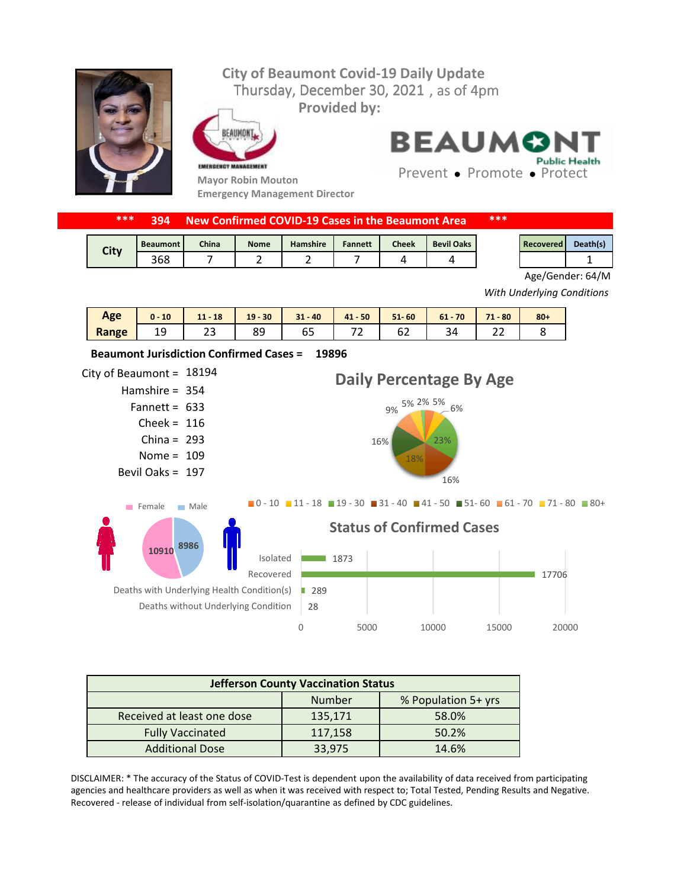# City of Beaumont Covid-19 Daily Update

Thursday, December 30, 2021 , as of 4pm

**Provided by:**

Mayor Robin Mouton
Emergency Management Director

BEAUMONT Public Health
Prevent • Promote • Protect

**\*\*\* 394 New Confirmed COVID-19 Cases in the Beaumont Area \*\*\***

| City | Beaumont | China | Nome | Hamshire | Fannett | Cheek | Bevil Oaks |
|---|---|---|---|---|---|---|---|
| | 368 | 7 | 2 | 2 | 7 | 4 | 4 |

| Recovered | Death(s) |
|---|---|
| | 1 |

Age/Gender: 64/M

*With Underlying Conditions*

| Age Range | 0 - 10 | 11 - 18 | 19 - 30 | 31 - 40 | 41 - 50 | 51- 60 | 61 - 70 | 71 - 80 | 80+ |
|---|---|---|---|---|---|---|---|---|---|
| | 19 | 23 | 89 | 65 | 72 | 62 | 34 | 22 | 8 |

**Beaumont Jurisdiction Confirmed Cases = 19896**

City of Beaumont = 18194
Hamshire = 354
Fannett = 633
Cheek = 116
China = 293
Nome = 109
Bevil Oaks = 197

## Daily Percentage By Age

5%, 2%, 5%, 6%, 23%, 16%, 18%, 16%, 9%

0 - 10, 11 - 18, 19 - 30, 31 - 40, 41 - 50, 51- 60, 61 - 70, 71 - 80, 80+

Female 10910 | Male 8986

## Status of Confirmed Cases

| Status | Count |
|---|---|
| Isolated | 1873 |
| Recovered | 17706 |
| Deaths with Underlying Health Condition(s) | 289 |
| Deaths without Underlying Condition | 28 |

| Jefferson County Vaccination Status | | |
|---|---|---|
| | Number | % Population 5+ yrs |
| Received at least one dose | 135,171 | 58.0% |
| Fully Vaccinated | 117,158 | 50.2% |
| Additional Dose | 33,975 | 14.6% |

DISCLAIMER: * The accuracy of the Status of COVID-Test is dependent upon the availability of data received from participating agencies and healthcare providers as well as when it was received with respect to; Total Tested, Pending Results and Negative. Recovered - release of individual from self-isolation/quarantine as defined by CDC guidelines.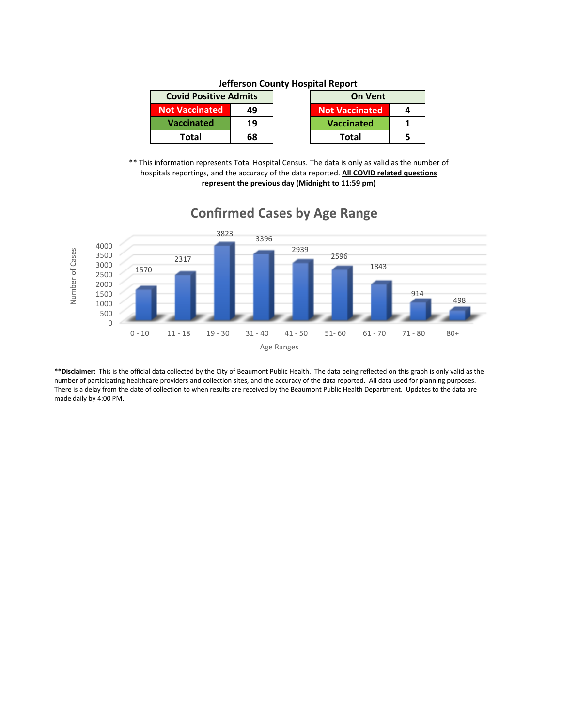## Jefferson County Hospital Report

| Covid Positive Admits | |
|---|---|
| Not Vaccinated | 49 |
| Vaccinated | 19 |
| Total | 68 |

| On Vent | |
|---|---|
| Not Vaccinated | 4 |
| Vaccinated | 1 |
| Total | 5 |

** This information represents Total Hospital Census. The data is only as valid as the number of hospitals reportings, and the accuracy of the data reported. **All COVID related questions represent the previous day (Midnight to 11:59 pm)**

## Confirmed Cases by Age Range

Number of Cases

4000
3500
3000
2500
2000
1500
1000
500
0

1570
2317
3823
3396
2939
2596
1843
914
498

0 - 10
11 - 18
19 - 30
31 - 40
41 - 50
51- 60
61 - 70
71 - 80
80+

Age Ranges

****Disclaimer:** This is the official data collected by the City of Beaumont Public Health. The data being reflected on this graph is only valid as the number of participating healthcare providers and collection sites, and the accuracy of the data reported. All data used for planning purposes. There is a delay from the date of collection to when results are received by the Beaumont Public Health Department. Updates to the data are made daily by 4:00 PM.